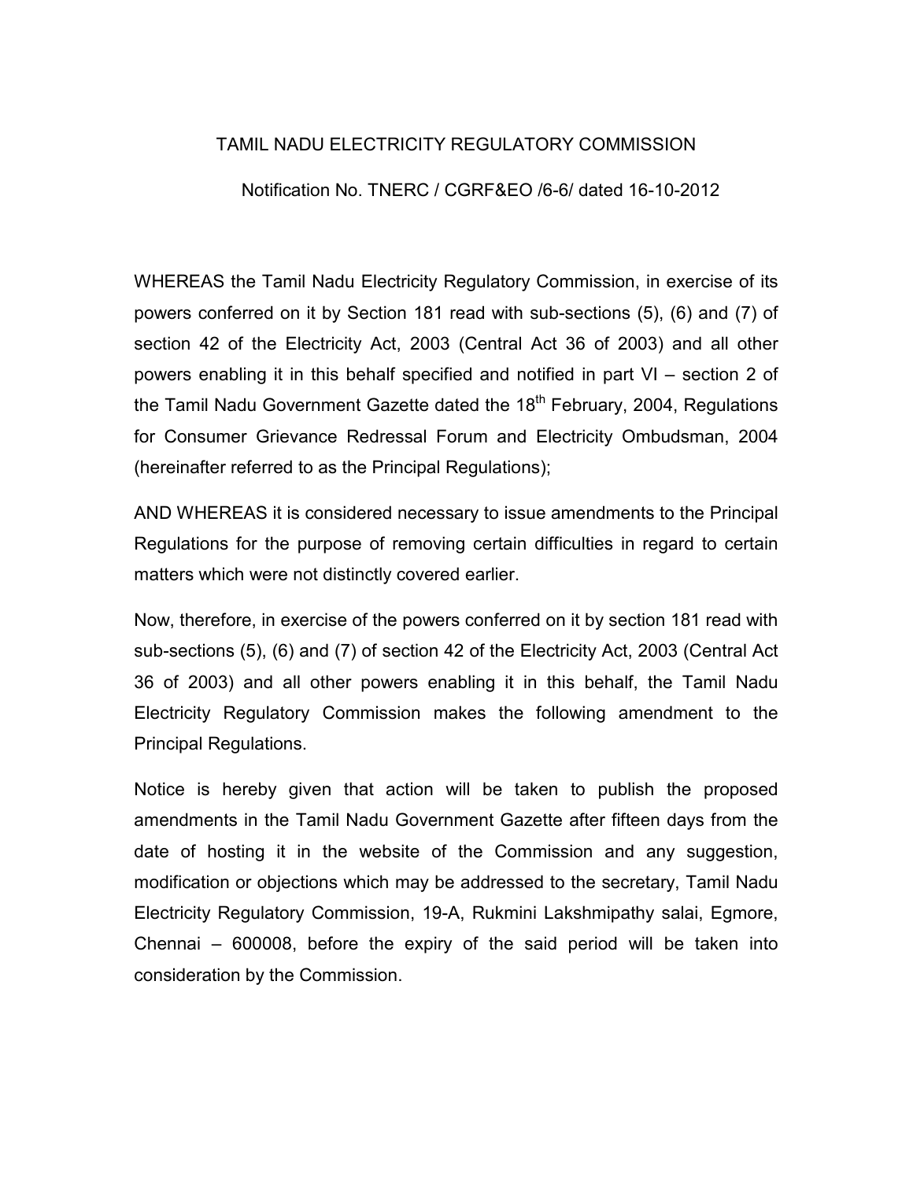# TAMIL NADU ELECTRICITY REGULATORY COMMISSION

Notification No. TNERC / CGRF&EO /6-6/ dated 16-10-2012

WHEREAS the Tamil Nadu Electricity Regulatory Commission, in exercise of its powers conferred on it by Section 181 read with sub-sections (5), (6) and (7) of section 42 of the Electricity Act, 2003 (Central Act 36 of 2003) and all other powers enabling it in this behalf specified and notified in part VI – section 2 of the Tamil Nadu Government Gazette dated the 18th February, 2004, Regulations for Consumer Grievance Redressal Forum and Electricity Ombudsman, 2004 (hereinafter referred to as the Principal Regulations);

AND WHEREAS it is considered necessary to issue amendments to the Principal Regulations for the purpose of removing certain difficulties in regard to certain matters which were not distinctly covered earlier.

Now, therefore, in exercise of the powers conferred on it by section 181 read with sub-sections (5), (6) and (7) of section 42 of the Electricity Act, 2003 (Central Act 36 of 2003) and all other powers enabling it in this behalf, the Tamil Nadu Electricity Regulatory Commission makes the following amendment to the Principal Regulations.

Notice is hereby given that action will be taken to publish the proposed amendments in the Tamil Nadu Government Gazette after fifteen days from the date of hosting it in the website of the Commission and any suggestion, modification or objections which may be addressed to the secretary, Tamil Nadu Electricity Regulatory Commission, 19-A, Rukmini Lakshmipathy salai, Egmore, Chennai – 600008, before the expiry of the said period will be taken into consideration by the Commission.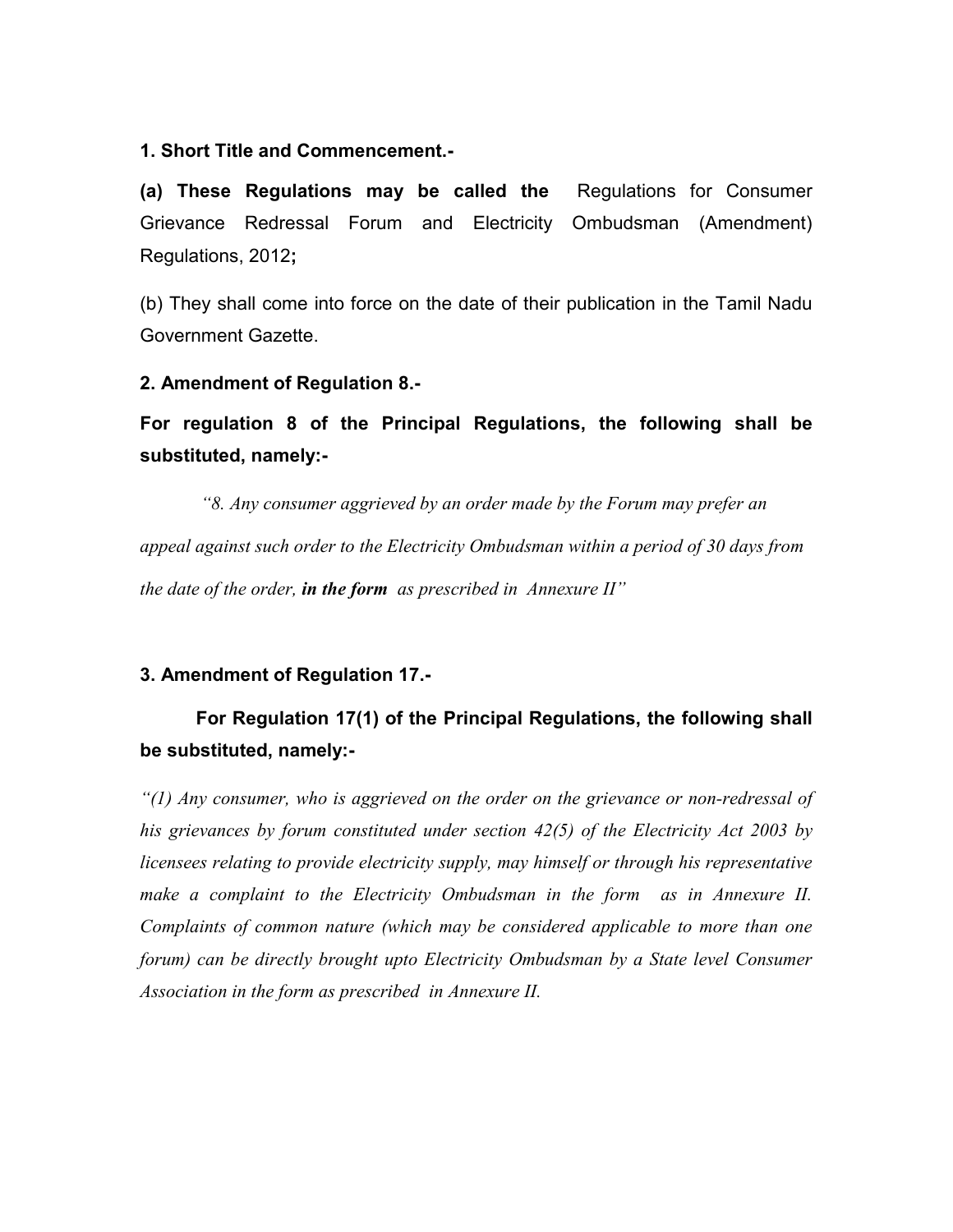**1. Short Title and Commencement.-**

**(a) These Regulations may be called the** Regulations for Consumer Grievance Redressal Forum and Electricity Ombudsman (Amendment) Regulations, 2012**;**

(b) They shall come into force on the date of their publication in the Tamil Nadu Government Gazette.

**2. Amendment of Regulation 8.-**

**For regulation 8 of the Principal Regulations, the following shall be substituted, namely:-**

*"8. Any consumer aggrieved by an order made by the Forum may prefer an appeal against such order to the Electricity Ombudsman within a period of 30 days from the date of the order,* ***in the form*** *as prescribed in Annexure II"*

**3. Amendment of Regulation 17.-**

**For Regulation 17(1) of the Principal Regulations, the following shall be substituted, namely:-**

*"(1) Any consumer, who is aggrieved on the order on the grievance or non-redressal of his grievances by forum constituted under section 42(5) of the Electricity Act 2003 by licensees relating to provide electricity supply, may himself or through his representative make a complaint to the Electricity Ombudsman in the form as in Annexure II. Complaints of common nature (which may be considered applicable to more than one forum) can be directly brought upto Electricity Ombudsman by a State level Consumer Association in the form as prescribed in Annexure II.*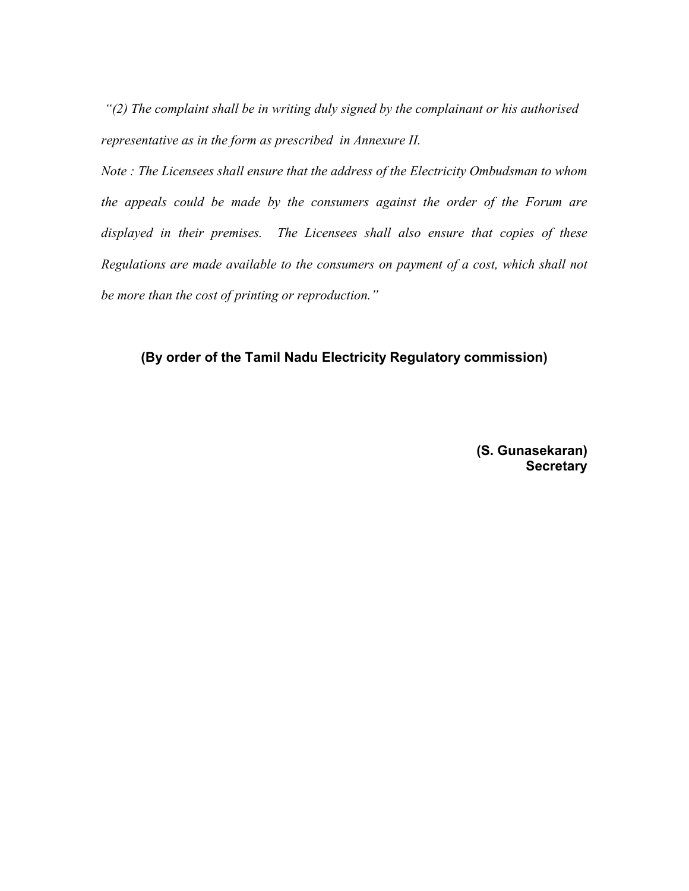*"(2) The complaint shall be in writing duly signed by the complainant or his authorised representative as in the form as prescribed in Annexure II.*

*Note : The Licensees shall ensure that the address of the Electricity Ombudsman to whom the appeals could be made by the consumers against the order of the Forum are displayed in their premises. The Licensees shall also ensure that copies of these Regulations are made available to the consumers on payment of a cost, which shall not be more than the cost of printing or reproduction."*

**(By order of the Tamil Nadu Electricity Regulatory commission)**

**(S. Gunasekaran)**
**Secretary**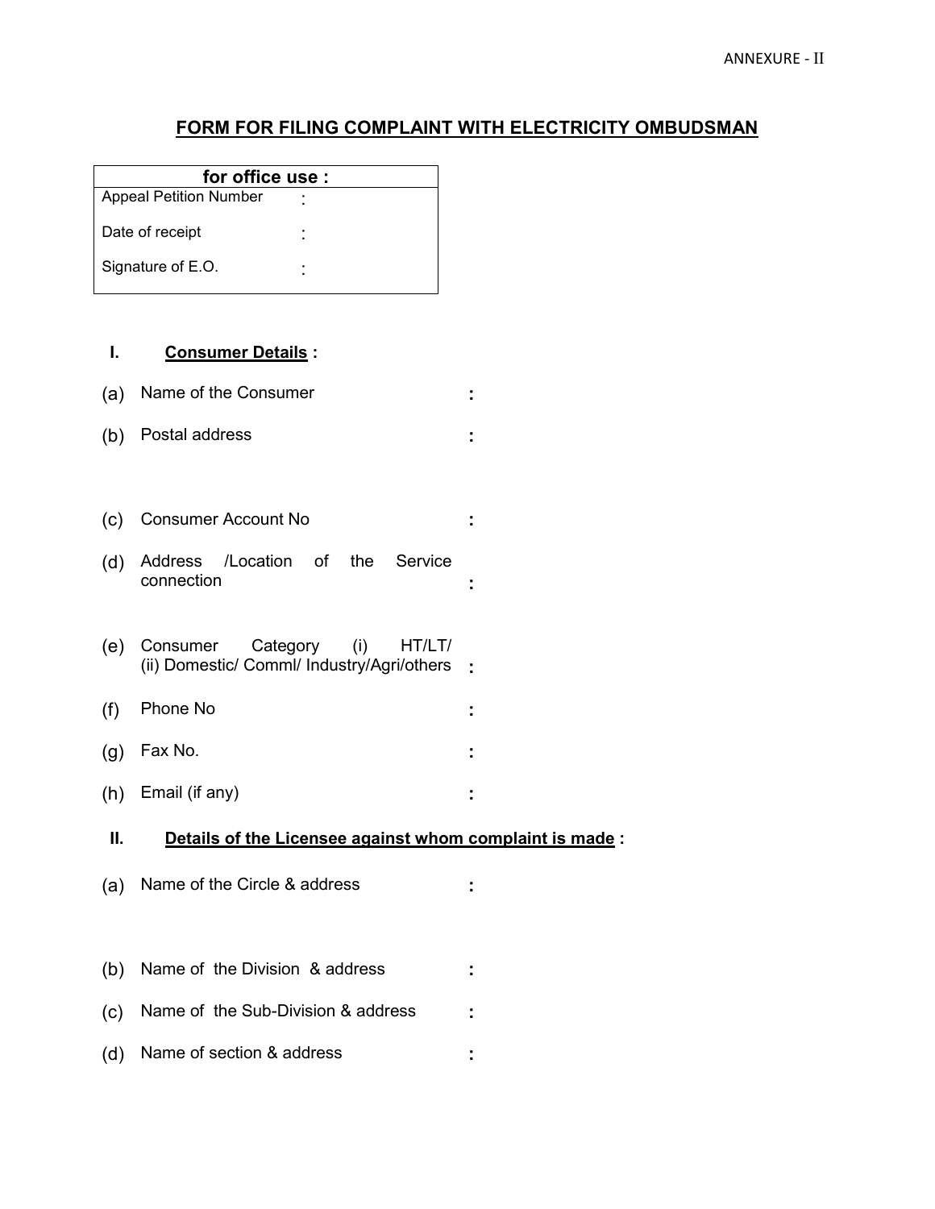ANNEXURE - II

# FORM FOR FILING COMPLAINT WITH ELECTRICITY OMBUDSMAN

| for office use : | |
|---|---|
| Appeal Petition Number | : |
| Date of receipt | : |
| Signature of E.O. | : |

## I. Consumer Details :

(a) Name of the Consumer :

(b) Postal address :

(c) Consumer Account No :

(d) Address /Location of the Service connection :

(e) Consumer Category (i) HT/LT/ (ii) Domestic/ Comml/ Industry/Agri/others :

(f) Phone No :

(g) Fax No. :

(h) Email (if any) :

## II. Details of the Licensee against whom complaint is made :

(a) Name of the Circle & address :

(b) Name of the Division & address :

(c) Name of the Sub-Division & address :

(d) Name of section & address :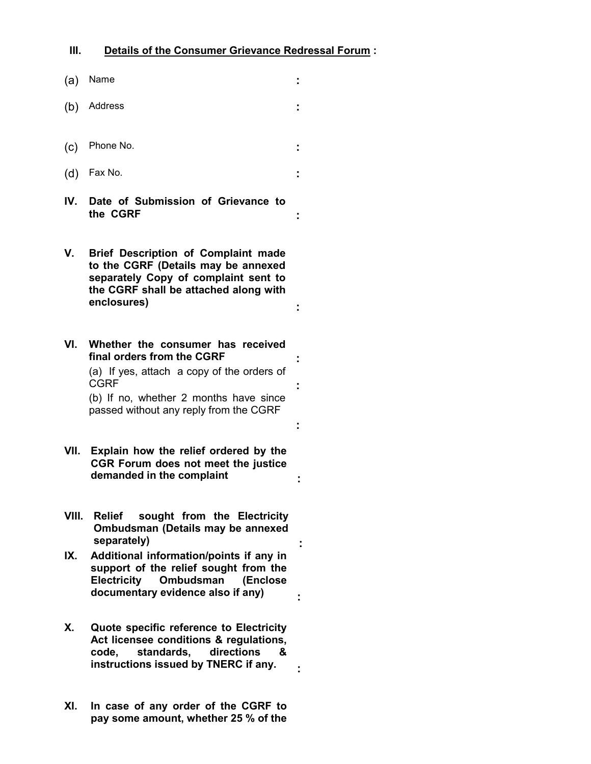**III. Details of the Consumer Grievance Redressal Forum :**

(a) Name :

(b) Address :

(c) Phone No. :

(d) Fax No. :

**IV. Date of Submission of Grievance to the CGRF :**

**V. Brief Description of Complaint made to the CGRF (Details may be annexed separately Copy of complaint sent to the CGRF shall be attached along with enclosures) :**

**VI. Whether the consumer has received final orders from the CGRF :**

(a) If yes, attach a copy of the orders of CGRF :

(b) If no, whether 2 months have since passed without any reply from the CGRF :

**VII. Explain how the relief ordered by the CGR Forum does not meet the justice demanded in the complaint :**

**VIII. Relief sought from the Electricity Ombudsman (Details may be annexed separately) :**

**IX. Additional information/points if any in support of the relief sought from the Electricity Ombudsman (Enclose documentary evidence also if any) :**

**X. Quote specific reference to Electricity Act licensee conditions & regulations, code, standards, directions & instructions issued by TNERC if any. :**

**XI. In case of any order of the CGRF to pay some amount, whether 25 % of the**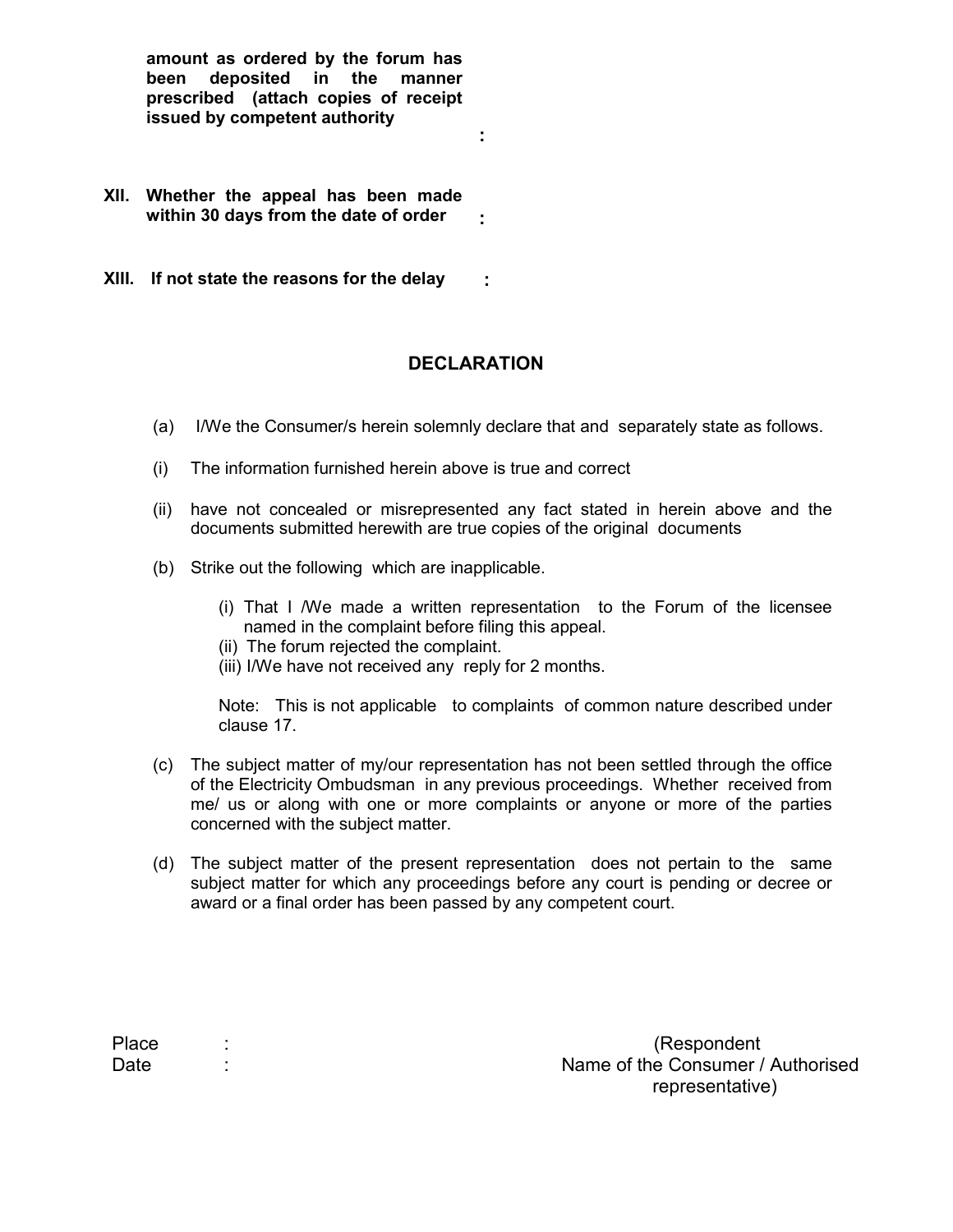**amount as ordered by the forum has been deposited in the manner prescribed (attach copies of receipt issued by competent authority** :

**XII. Whether the appeal has been made within 30 days from the date of order** :

**XIII. If not state the reasons for the delay** :

## DECLARATION

(a) I/We the Consumer/s herein solemnly declare that and separately state as follows.

(i) The information furnished herein above is true and correct

(ii) have not concealed or misrepresented any fact stated in herein above and the documents submitted herewith are true copies of the original documents

(b) Strike out the following which are inapplicable.

(i) That I /We made a written representation to the Forum of the licensee named in the complaint before filing this appeal.
(ii) The forum rejected the complaint.
(iii) I/We have not received any reply for 2 months.

Note: This is not applicable to complaints of common nature described under clause 17.

(c) The subject matter of my/our representation has not been settled through the office of the Electricity Ombudsman in any previous proceedings. Whether received from me/ us or along with one or more complaints or anyone or more of the parties concerned with the subject matter.

(d) The subject matter of the present representation does not pertain to the same subject matter for which any proceedings before any court is pending or decree or award or a final order has been passed by any competent court.

Place :
Date :

(Respondent
Name of the Consumer / Authorised
representative)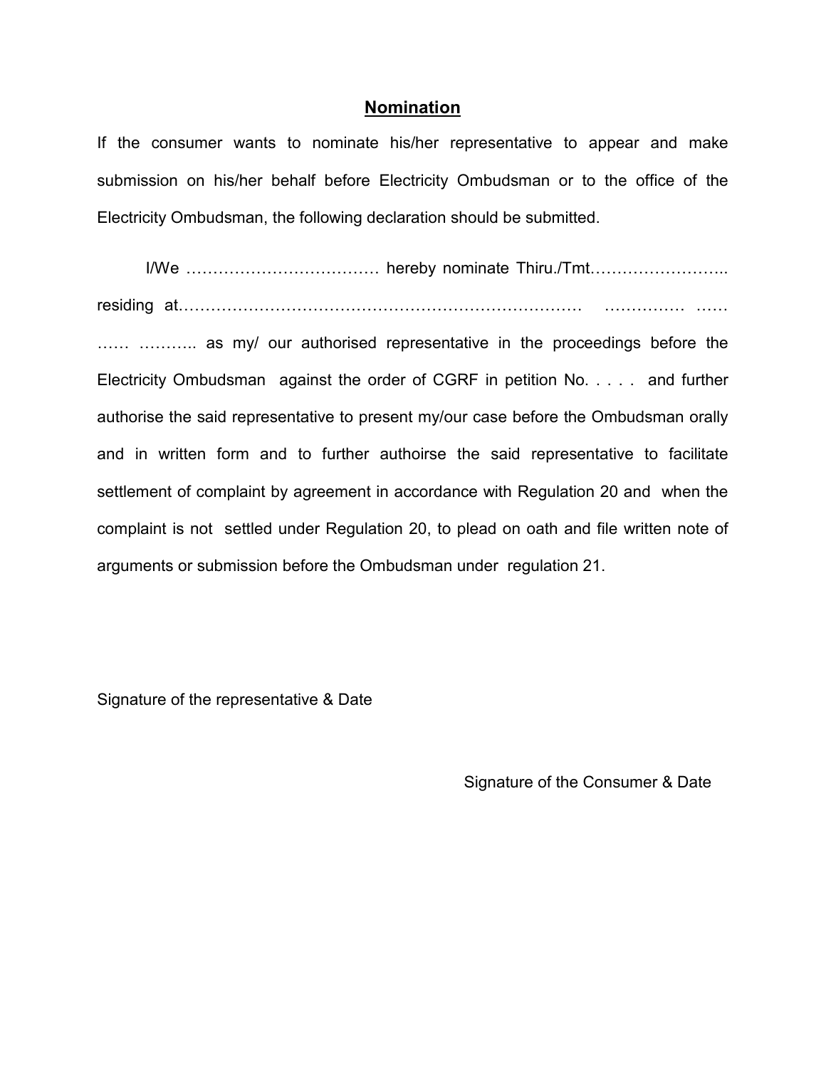## **Nomination**

If the consumer wants to nominate his/her representative to appear and make submission on his/her behalf before Electricity Ombudsman or to the office of the Electricity Ombudsman, the following declaration should be submitted.

I/We ……………………………… hereby nominate Thiru./Tmt…………………….. residing at………………………………………………………………… …………… …… …… ……….. as my/ our authorised representative in the proceedings before the Electricity Ombudsman against the order of CGRF in petition No. . . . . and further authorise the said representative to present my/our case before the Ombudsman orally and in written form and to further authoirse the said representative to facilitate settlement of complaint by agreement in accordance with Regulation 20 and when the complaint is not settled under Regulation 20, to plead on oath and file written note of arguments or submission before the Ombudsman under regulation 21.

Signature of the representative & Date

Signature of the Consumer & Date